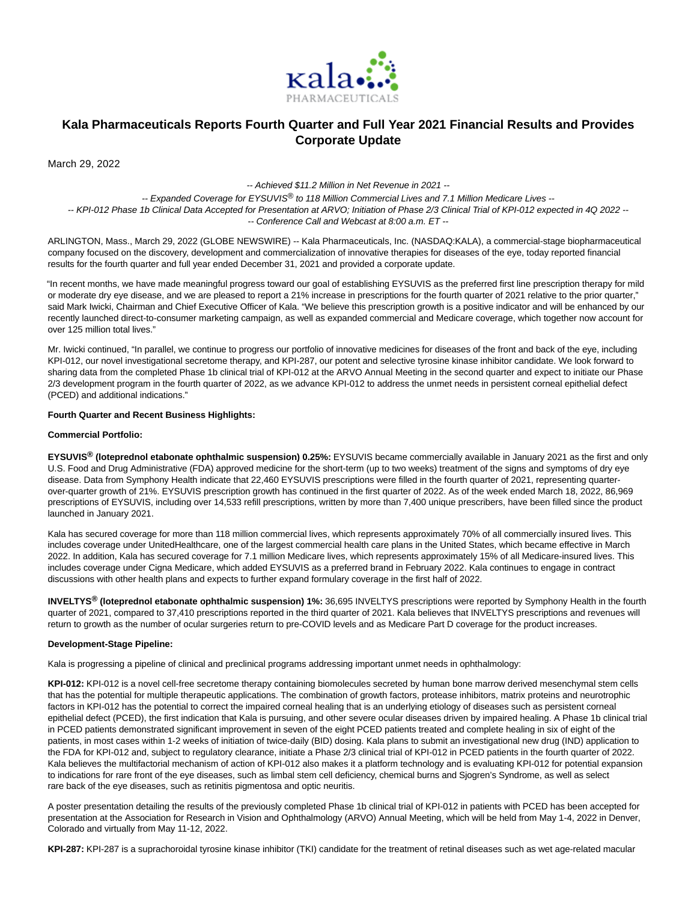# Kala Pharmaceuticals Reports Fourth Quarter and Full Year 2021 Financial Results and Provides Corporate Update

March 29, 2022

*-- Achieved $11.2 Million in Net Revenue in 2021 --*

*-- Expanded Coverage for EYSUVIS® to 118 Million Commercial Lives and 7.1 Million Medicare Lives --*

*-- KPI-012 Phase 1b Clinical Data Accepted for Presentation at ARVO; Initiation of Phase 2/3 Clinical Trial of KPI-012 expected in 4Q 2022 --*

*-- Conference Call and Webcast at 8:00 a.m. ET --*

ARLINGTON, Mass., March 29, 2022 (GLOBE NEWSWIRE) -- Kala Pharmaceuticals, Inc. (NASDAQ:KALA), a commercial-stage biopharmaceutical company focused on the discovery, development and commercialization of innovative therapies for diseases of the eye, today reported financial results for the fourth quarter and full year ended December 31, 2021 and provided a corporate update.

"In recent months, we have made meaningful progress toward our goal of establishing EYSUVIS as the preferred first line prescription therapy for mild or moderate dry eye disease, and we are pleased to report a 21% increase in prescriptions for the fourth quarter of 2021 relative to the prior quarter," said Mark Iwicki, Chairman and Chief Executive Officer of Kala. "We believe this prescription growth is a positive indicator and will be enhanced by our recently launched direct-to-consumer marketing campaign, as well as expanded commercial and Medicare coverage, which together now account for over 125 million total lives."

Mr. Iwicki continued, "In parallel, we continue to progress our portfolio of innovative medicines for diseases of the front and back of the eye, including KPI-012, our novel investigational secretome therapy, and KPI-287, our potent and selective tyrosine kinase inhibitor candidate. We look forward to sharing data from the completed Phase 1b clinical trial of KPI-012 at the ARVO Annual Meeting in the second quarter and expect to initiate our Phase 2/3 development program in the fourth quarter of 2022, as we advance KPI-012 to address the unmet needs in persistent corneal epithelial defect (PCED) and additional indications."

**Fourth Quarter and Recent Business Highlights:**

**Commercial Portfolio:**

**EYSUVIS® (loteprednol etabonate ophthalmic suspension) 0.25%:** EYSUVIS became commercially available in January 2021 as the first and only U.S. Food and Drug Administrative (FDA) approved medicine for the short-term (up to two weeks) treatment of the signs and symptoms of dry eye disease. Data from Symphony Health indicate that 22,460 EYSUVIS prescriptions were filled in the fourth quarter of 2021, representing quarter-over-quarter growth of 21%. EYSUVIS prescription growth has continued in the first quarter of 2022. As of the week ended March 18, 2022, 86,969 prescriptions of EYSUVIS, including over 14,533 refill prescriptions, written by more than 7,400 unique prescribers, have been filled since the product launched in January 2021.

Kala has secured coverage for more than 118 million commercial lives, which represents approximately 70% of all commercially insured lives. This includes coverage under UnitedHealthcare, one of the largest commercial health care plans in the United States, which became effective in March 2022. In addition, Kala has secured coverage for 7.1 million Medicare lives, which represents approximately 15% of all Medicare-insured lives. This includes coverage under Cigna Medicare, which added EYSUVIS as a preferred brand in February 2022. Kala continues to engage in contract discussions with other health plans and expects to further expand formulary coverage in the first half of 2022.

**INVELTYS® (loteprednol etabonate ophthalmic suspension) 1%:** 36,695 INVELTYS prescriptions were reported by Symphony Health in the fourth quarter of 2021, compared to 37,410 prescriptions reported in the third quarter of 2021. Kala believes that INVELTYS prescriptions and revenues will return to growth as the number of ocular surgeries return to pre-COVID levels and as Medicare Part D coverage for the product increases.

**Development-Stage Pipeline:**

Kala is progressing a pipeline of clinical and preclinical programs addressing important unmet needs in ophthalmology:

**KPI-012:** KPI-012 is a novel cell-free secretome therapy containing biomolecules secreted by human bone marrow derived mesenchymal stem cells that has the potential for multiple therapeutic applications. The combination of growth factors, protease inhibitors, matrix proteins and neurotrophic factors in KPI-012 has the potential to correct the impaired corneal healing that is an underlying etiology of diseases such as persistent corneal epithelial defect (PCED), the first indication that Kala is pursuing, and other severe ocular diseases driven by impaired healing. A Phase 1b clinical trial in PCED patients demonstrated significant improvement in seven of the eight PCED patients treated and complete healing in six of eight of the patients, in most cases within 1-2 weeks of initiation of twice-daily (BID) dosing. Kala plans to submit an investigational new drug (IND) application to the FDA for KPI-012 and, subject to regulatory clearance, initiate a Phase 2/3 clinical trial of KPI-012 in PCED patients in the fourth quarter of 2022. Kala believes the multifactorial mechanism of action of KPI-012 also makes it a platform technology and is evaluating KPI-012 for potential expansion to indications for rare front of the eye diseases, such as limbal stem cell deficiency, chemical burns and Sjogren's Syndrome, as well as select rare back of the eye diseases, such as retinitis pigmentosa and optic neuritis.

A poster presentation detailing the results of the previously completed Phase 1b clinical trial of KPI-012 in patients with PCED has been accepted for presentation at the Association for Research in Vision and Ophthalmology (ARVO) Annual Meeting, which will be held from May 1-4, 2022 in Denver, Colorado and virtually from May 11-12, 2022.

**KPI-287:** KPI-287 is a suprachoroidal tyrosine kinase inhibitor (TKI) candidate for the treatment of retinal diseases such as wet age-related macular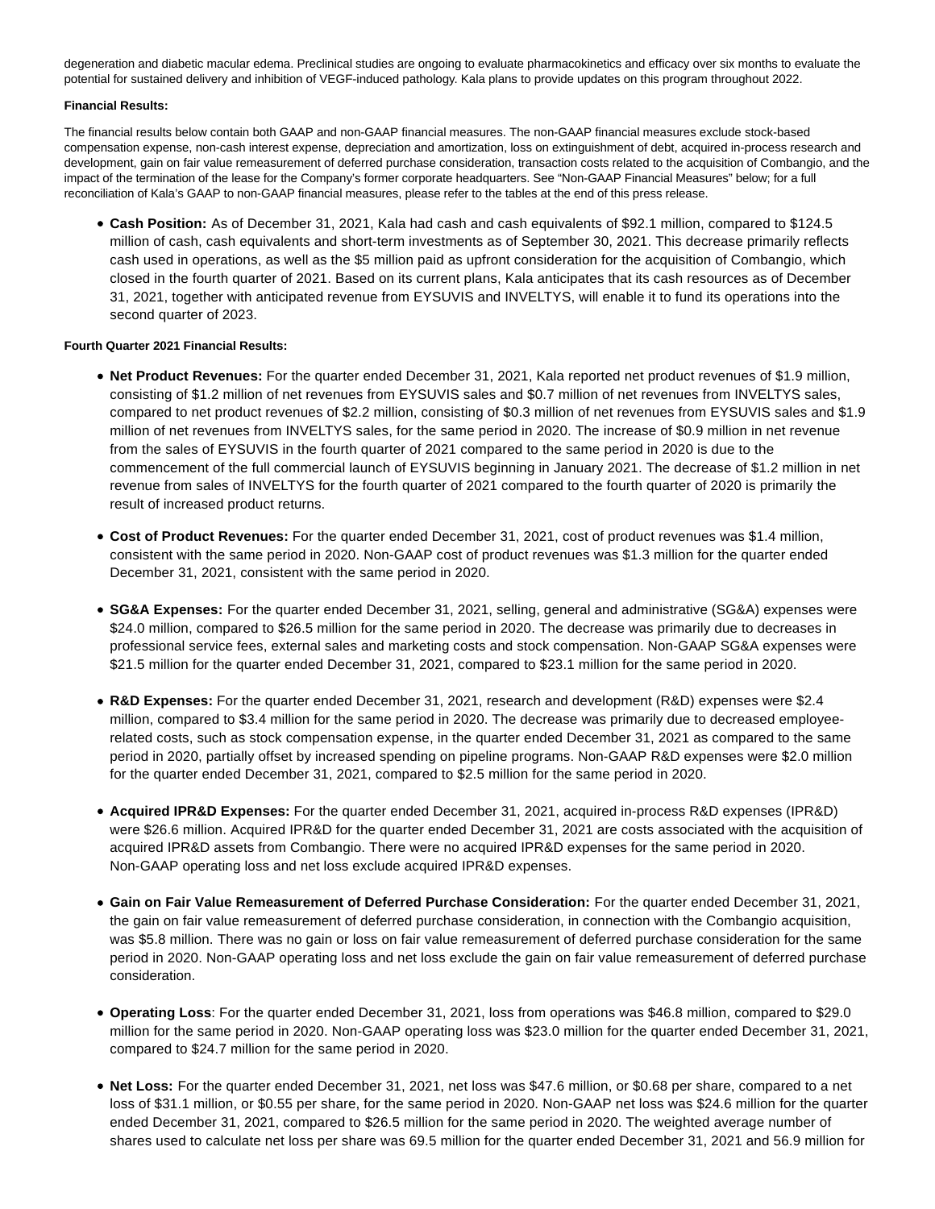degeneration and diabetic macular edema. Preclinical studies are ongoing to evaluate pharmacokinetics and efficacy over six months to evaluate the potential for sustained delivery and inhibition of VEGF-induced pathology. Kala plans to provide updates on this program throughout 2022.

**Financial Results:**

The financial results below contain both GAAP and non-GAAP financial measures. The non-GAAP financial measures exclude stock-based compensation expense, non-cash interest expense, depreciation and amortization, loss on extinguishment of debt, acquired in-process research and development, gain on fair value remeasurement of deferred purchase consideration, transaction costs related to the acquisition of Combangio, and the impact of the termination of the lease for the Company's former corporate headquarters. See "Non-GAAP Financial Measures" below; for a full reconciliation of Kala's GAAP to non-GAAP financial measures, please refer to the tables at the end of this press release.

- **Cash Position:** As of December 31, 2021, Kala had cash and cash equivalents of $92.1 million, compared to $124.5 million of cash, cash equivalents and short-term investments as of September 30, 2021. This decrease primarily reflects cash used in operations, as well as the $5 million paid as upfront consideration for the acquisition of Combangio, which closed in the fourth quarter of 2021. Based on its current plans, Kala anticipates that its cash resources as of December 31, 2021, together with anticipated revenue from EYSUVIS and INVELTYS, will enable it to fund its operations into the second quarter of 2023.

**Fourth Quarter 2021 Financial Results:**

- **Net Product Revenues:** For the quarter ended December 31, 2021, Kala reported net product revenues of $1.9 million, consisting of $1.2 million of net revenues from EYSUVIS sales and $0.7 million of net revenues from INVELTYS sales, compared to net product revenues of $2.2 million, consisting of $0.3 million of net revenues from EYSUVIS sales and $1.9 million of net revenues from INVELTYS sales, for the same period in 2020. The increase of $0.9 million in net revenue from the sales of EYSUVIS in the fourth quarter of 2021 compared to the same period in 2020 is due to the commencement of the full commercial launch of EYSUVIS beginning in January 2021. The decrease of $1.2 million in net revenue from sales of INVELTYS for the fourth quarter of 2021 compared to the fourth quarter of 2020 is primarily the result of increased product returns.

- **Cost of Product Revenues:** For the quarter ended December 31, 2021, cost of product revenues was $1.4 million, consistent with the same period in 2020. Non-GAAP cost of product revenues was $1.3 million for the quarter ended December 31, 2021, consistent with the same period in 2020.

- **SG&A Expenses:** For the quarter ended December 31, 2021, selling, general and administrative (SG&A) expenses were $24.0 million, compared to $26.5 million for the same period in 2020. The decrease was primarily due to decreases in professional service fees, external sales and marketing costs and stock compensation. Non-GAAP SG&A expenses were $21.5 million for the quarter ended December 31, 2021, compared to $23.1 million for the same period in 2020.

- **R&D Expenses:** For the quarter ended December 31, 2021, research and development (R&D) expenses were $2.4 million, compared to $3.4 million for the same period in 2020. The decrease was primarily due to decreased employee-related costs, such as stock compensation expense, in the quarter ended December 31, 2021 as compared to the same period in 2020, partially offset by increased spending on pipeline programs. Non-GAAP R&D expenses were $2.0 million for the quarter ended December 31, 2021, compared to $2.5 million for the same period in 2020.

- **Acquired IPR&D Expenses:** For the quarter ended December 31, 2021, acquired in-process R&D expenses (IPR&D) were $26.6 million. Acquired IPR&D for the quarter ended December 31, 2021 are costs associated with the acquisition of acquired IPR&D assets from Combangio. There were no acquired IPR&D expenses for the same period in 2020. Non-GAAP operating loss and net loss exclude acquired IPR&D expenses.

- **Gain on Fair Value Remeasurement of Deferred Purchase Consideration:** For the quarter ended December 31, 2021, the gain on fair value remeasurement of deferred purchase consideration, in connection with the Combangio acquisition, was $5.8 million. There was no gain or loss on fair value remeasurement of deferred purchase consideration for the same period in 2020. Non-GAAP operating loss and net loss exclude the gain on fair value remeasurement of deferred purchase consideration.

- **Operating Loss**: For the quarter ended December 31, 2021, loss from operations was $46.8 million, compared to $29.0 million for the same period in 2020. Non-GAAP operating loss was $23.0 million for the quarter ended December 31, 2021, compared to $24.7 million for the same period in 2020.

- **Net Loss:** For the quarter ended December 31, 2021, net loss was $47.6 million, or $0.68 per share, compared to a net loss of $31.1 million, or $0.55 per share, for the same period in 2020. Non-GAAP net loss was $24.6 million for the quarter ended December 31, 2021, compared to $26.5 million for the same period in 2020. The weighted average number of shares used to calculate net loss per share was 69.5 million for the quarter ended December 31, 2021 and 56.9 million for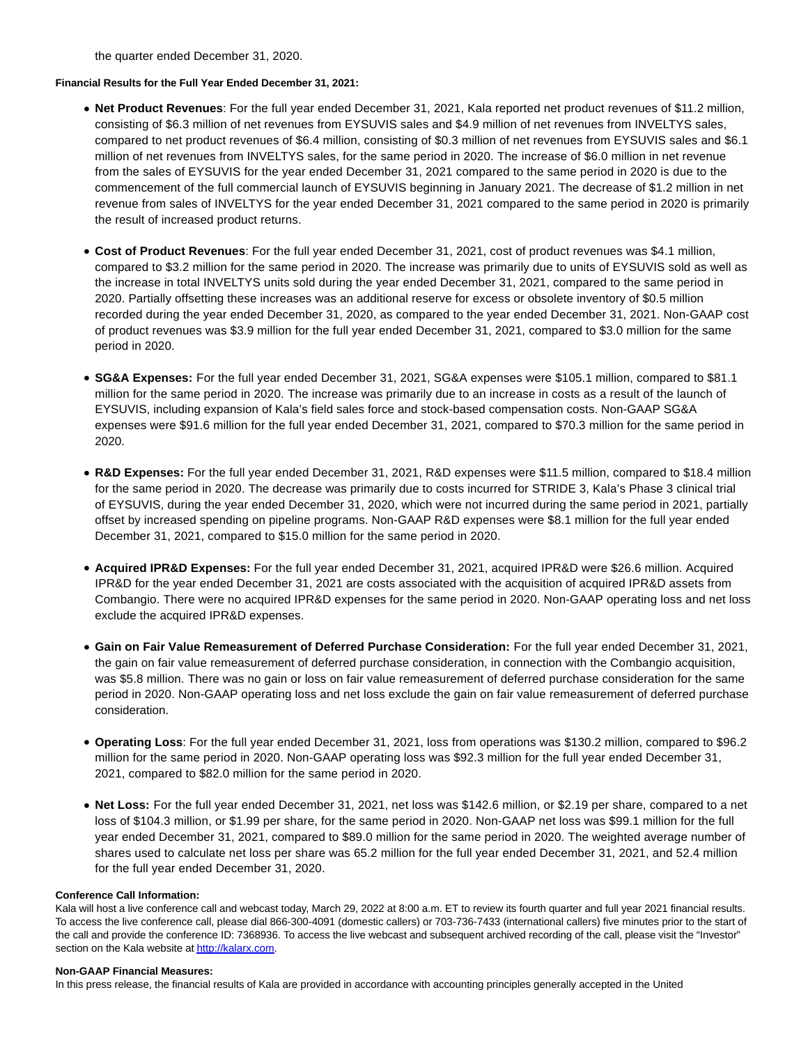the quarter ended December 31, 2020.

**Financial Results for the Full Year Ended December 31, 2021:**

- **Net Product Revenues**: For the full year ended December 31, 2021, Kala reported net product revenues of $11.2 million, consisting of $6.3 million of net revenues from EYSUVIS sales and $4.9 million of net revenues from INVELTYS sales, compared to net product revenues of $6.4 million, consisting of $0.3 million of net revenues from EYSUVIS sales and $6.1 million of net revenues from INVELTYS sales, for the same period in 2020. The increase of $6.0 million in net revenue from the sales of EYSUVIS for the year ended December 31, 2021 compared to the same period in 2020 is due to the commencement of the full commercial launch of EYSUVIS beginning in January 2021. The decrease of $1.2 million in net revenue from sales of INVELTYS for the year ended December 31, 2021 compared to the same period in 2020 is primarily the result of increased product returns.

- **Cost of Product Revenues**: For the full year ended December 31, 2021, cost of product revenues was $4.1 million, compared to $3.2 million for the same period in 2020. The increase was primarily due to units of EYSUVIS sold as well as the increase in total INVELTYS units sold during the year ended December 31, 2021, compared to the same period in 2020. Partially offsetting these increases was an additional reserve for excess or obsolete inventory of $0.5 million recorded during the year ended December 31, 2020, as compared to the year ended December 31, 2021. Non-GAAP cost of product revenues was $3.9 million for the full year ended December 31, 2021, compared to $3.0 million for the same period in 2020.

- **SG&A Expenses:** For the full year ended December 31, 2021, SG&A expenses were $105.1 million, compared to $81.1 million for the same period in 2020. The increase was primarily due to an increase in costs as a result of the launch of EYSUVIS, including expansion of Kala's field sales force and stock-based compensation costs. Non-GAAP SG&A expenses were $91.6 million for the full year ended December 31, 2021, compared to $70.3 million for the same period in 2020.

- **R&D Expenses:** For the full year ended December 31, 2021, R&D expenses were $11.5 million, compared to $18.4 million for the same period in 2020. The decrease was primarily due to costs incurred for STRIDE 3, Kala's Phase 3 clinical trial of EYSUVIS, during the year ended December 31, 2020, which were not incurred during the same period in 2021, partially offset by increased spending on pipeline programs. Non-GAAP R&D expenses were $8.1 million for the full year ended December 31, 2021, compared to $15.0 million for the same period in 2020.

- **Acquired IPR&D Expenses:** For the full year ended December 31, 2021, acquired IPR&D were $26.6 million. Acquired IPR&D for the year ended December 31, 2021 are costs associated with the acquisition of acquired IPR&D assets from Combangio. There were no acquired IPR&D expenses for the same period in 2020. Non-GAAP operating loss and net loss exclude the acquired IPR&D expenses.

- **Gain on Fair Value Remeasurement of Deferred Purchase Consideration:** For the full year ended December 31, 2021, the gain on fair value remeasurement of deferred purchase consideration, in connection with the Combangio acquisition, was $5.8 million. There was no gain or loss on fair value remeasurement of deferred purchase consideration for the same period in 2020. Non-GAAP operating loss and net loss exclude the gain on fair value remeasurement of deferred purchase consideration.

- **Operating Loss**: For the full year ended December 31, 2021, loss from operations was $130.2 million, compared to $96.2 million for the same period in 2020. Non-GAAP operating loss was $92.3 million for the full year ended December 31, 2021, compared to $82.0 million for the same period in 2020.

- **Net Loss:** For the full year ended December 31, 2021, net loss was $142.6 million, or $2.19 per share, compared to a net loss of $104.3 million, or $1.99 per share, for the same period in 2020. Non-GAAP net loss was $99.1 million for the full year ended December 31, 2021, compared to $89.0 million for the same period in 2020. The weighted average number of shares used to calculate net loss per share was 65.2 million for the full year ended December 31, 2021, and 52.4 million for the full year ended December 31, 2020.

**Conference Call Information:**

Kala will host a live conference call and webcast today, March 29, 2022 at 8:00 a.m. ET to review its fourth quarter and full year 2021 financial results. To access the live conference call, please dial 866-300-4091 (domestic callers) or 703-736-7433 (international callers) five minutes prior to the start of the call and provide the conference ID: 7368936. To access the live webcast and subsequent archived recording of the call, please visit the "Investor" section on the Kala website at [http://kalarx.com](http://kalarx.com).

**Non-GAAP Financial Measures:**

In this press release, the financial results of Kala are provided in accordance with accounting principles generally accepted in the United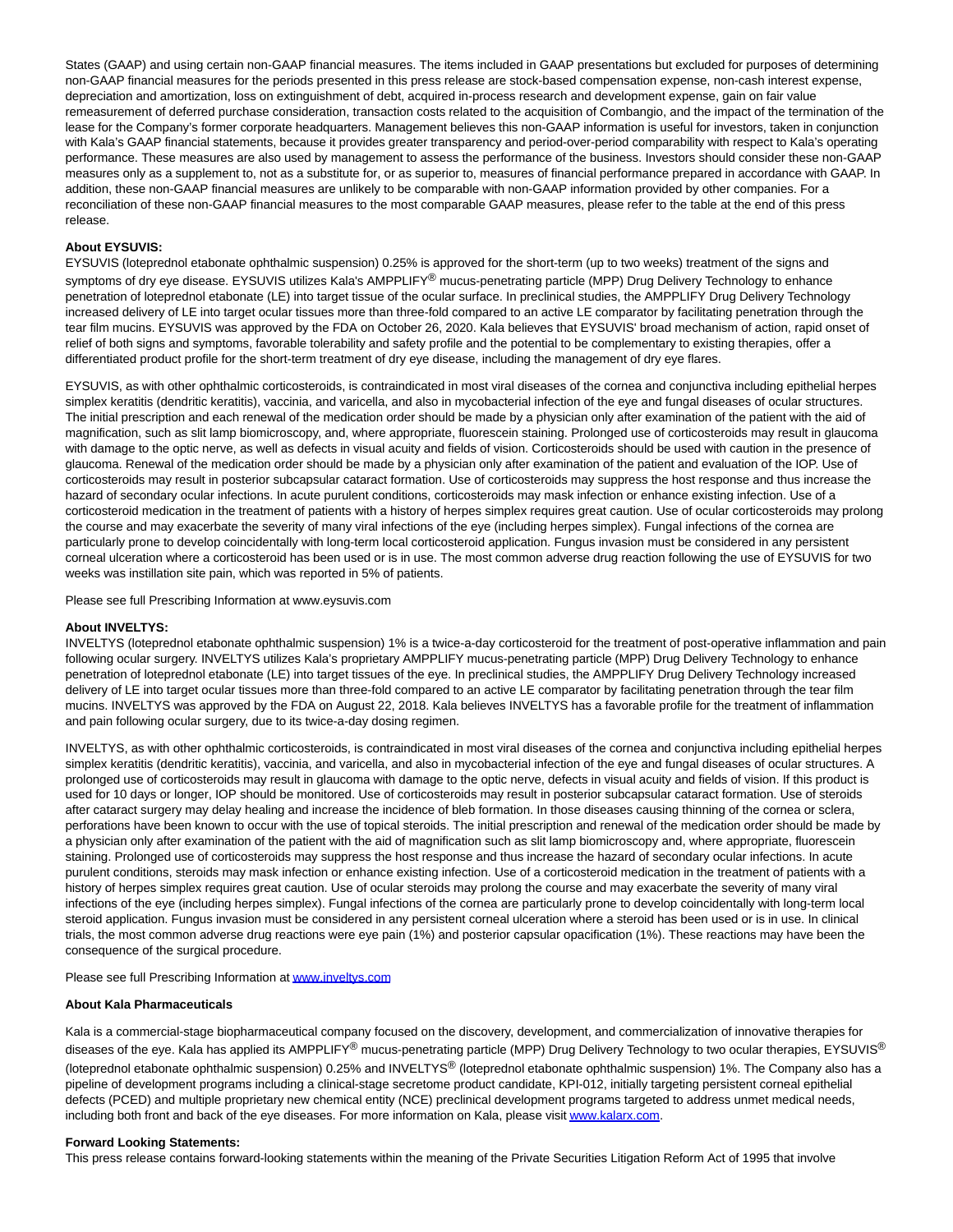States (GAAP) and using certain non-GAAP financial measures. The items included in GAAP presentations but excluded for purposes of determining non-GAAP financial measures for the periods presented in this press release are stock-based compensation expense, non-cash interest expense, depreciation and amortization, loss on extinguishment of debt, acquired in-process research and development expense, gain on fair value remeasurement of deferred purchase consideration, transaction costs related to the acquisition of Combangio, and the impact of the termination of the lease for the Company's former corporate headquarters. Management believes this non-GAAP information is useful for investors, taken in conjunction with Kala's GAAP financial statements, because it provides greater transparency and period-over-period comparability with respect to Kala's operating performance. These measures are also used by management to assess the performance of the business. Investors should consider these non-GAAP measures only as a supplement to, not as a substitute for, or as superior to, measures of financial performance prepared in accordance with GAAP. In addition, these non-GAAP financial measures are unlikely to be comparable with non-GAAP information provided by other companies. For a reconciliation of these non-GAAP financial measures to the most comparable GAAP measures, please refer to the table at the end of this press release.

**About EYSUVIS:**

EYSUVIS (loteprednol etabonate ophthalmic suspension) 0.25% is approved for the short-term (up to two weeks) treatment of the signs and symptoms of dry eye disease. EYSUVIS utilizes Kala's AMPPLIFY® mucus-penetrating particle (MPP) Drug Delivery Technology to enhance penetration of loteprednol etabonate (LE) into target tissue of the ocular surface. In preclinical studies, the AMPPLIFY Drug Delivery Technology increased delivery of LE into target ocular tissues more than three-fold compared to an active LE comparator by facilitating penetration through the tear film mucins. EYSUVIS was approved by the FDA on October 26, 2020. Kala believes that EYSUVIS' broad mechanism of action, rapid onset of relief of both signs and symptoms, favorable tolerability and safety profile and the potential to be complementary to existing therapies, offer a differentiated product profile for the short-term treatment of dry eye disease, including the management of dry eye flares.

EYSUVIS, as with other ophthalmic corticosteroids, is contraindicated in most viral diseases of the cornea and conjunctiva including epithelial herpes simplex keratitis (dendritic keratitis), vaccinia, and varicella, and also in mycobacterial infection of the eye and fungal diseases of ocular structures. The initial prescription and each renewal of the medication order should be made by a physician only after examination of the patient with the aid of magnification, such as slit lamp biomicroscopy, and, where appropriate, fluorescein staining. Prolonged use of corticosteroids may result in glaucoma with damage to the optic nerve, as well as defects in visual acuity and fields of vision. Corticosteroids should be used with caution in the presence of glaucoma. Renewal of the medication order should be made by a physician only after examination of the patient and evaluation of the IOP. Use of corticosteroids may result in posterior subcapsular cataract formation. Use of corticosteroids may suppress the host response and thus increase the hazard of secondary ocular infections. In acute purulent conditions, corticosteroids may mask infection or enhance existing infection. Use of a corticosteroid medication in the treatment of patients with a history of herpes simplex requires great caution. Use of ocular corticosteroids may prolong the course and may exacerbate the severity of many viral infections of the eye (including herpes simplex). Fungal infections of the cornea are particularly prone to develop coincidentally with long-term local corticosteroid application. Fungus invasion must be considered in any persistent corneal ulceration where a corticosteroid has been used or is in use. The most common adverse drug reaction following the use of EYSUVIS for two weeks was instillation site pain, which was reported in 5% of patients.

Please see full Prescribing Information at www.eysuvis.com

**About INVELTYS:**

INVELTYS (loteprednol etabonate ophthalmic suspension) 1% is a twice-a-day corticosteroid for the treatment of post-operative inflammation and pain following ocular surgery. INVELTYS utilizes Kala's proprietary AMPPLIFY mucus-penetrating particle (MPP) Drug Delivery Technology to enhance penetration of loteprednol etabonate (LE) into target tissues of the eye. In preclinical studies, the AMPPLIFY Drug Delivery Technology increased delivery of LE into target ocular tissues more than three-fold compared to an active LE comparator by facilitating penetration through the tear film mucins. INVELTYS was approved by the FDA on August 22, 2018. Kala believes INVELTYS has a favorable profile for the treatment of inflammation and pain following ocular surgery, due to its twice-a-day dosing regimen.

INVELTYS, as with other ophthalmic corticosteroids, is contraindicated in most viral diseases of the cornea and conjunctiva including epithelial herpes simplex keratitis (dendritic keratitis), vaccinia, and varicella, and also in mycobacterial infection of the eye and fungal diseases of ocular structures. A prolonged use of corticosteroids may result in glaucoma with damage to the optic nerve, defects in visual acuity and fields of vision. If this product is used for 10 days or longer, IOP should be monitored. Use of corticosteroids may result in posterior subcapsular cataract formation. Use of steroids after cataract surgery may delay healing and increase the incidence of bleb formation. In those diseases causing thinning of the cornea or sclera, perforations have been known to occur with the use of topical steroids. The initial prescription and renewal of the medication order should be made by a physician only after examination of the patient with the aid of magnification such as slit lamp biomicroscopy and, where appropriate, fluorescein staining. Prolonged use of corticosteroids may suppress the host response and thus increase the hazard of secondary ocular infections. In acute purulent conditions, steroids may mask infection or enhance existing infection. Use of a corticosteroid medication in the treatment of patients with a history of herpes simplex requires great caution. Use of ocular steroids may prolong the course and may exacerbate the severity of many viral infections of the eye (including herpes simplex). Fungal infections of the cornea are particularly prone to develop coincidentally with long-term local steroid application. Fungus invasion must be considered in any persistent corneal ulceration where a steroid has been used or is in use. In clinical trials, the most common adverse drug reactions were eye pain (1%) and posterior capsular opacification (1%). These reactions may have been the consequence of the surgical procedure.

Please see full Prescribing Information at www.inveltys.com

**About Kala Pharmaceuticals**

Kala is a commercial-stage biopharmaceutical company focused on the discovery, development, and commercialization of innovative therapies for diseases of the eye. Kala has applied its AMPPLIFY® mucus-penetrating particle (MPP) Drug Delivery Technology to two ocular therapies, EYSUVIS® (loteprednol etabonate ophthalmic suspension) 0.25% and INVELTYS® (loteprednol etabonate ophthalmic suspension) 1%. The Company also has a pipeline of development programs including a clinical-stage secretome product candidate, KPI-012, initially targeting persistent corneal epithelial defects (PCED) and multiple proprietary new chemical entity (NCE) preclinical development programs targeted to address unmet medical needs, including both front and back of the eye diseases. For more information on Kala, please visit www.kalarx.com.

**Forward Looking Statements:**

This press release contains forward-looking statements within the meaning of the Private Securities Litigation Reform Act of 1995 that involve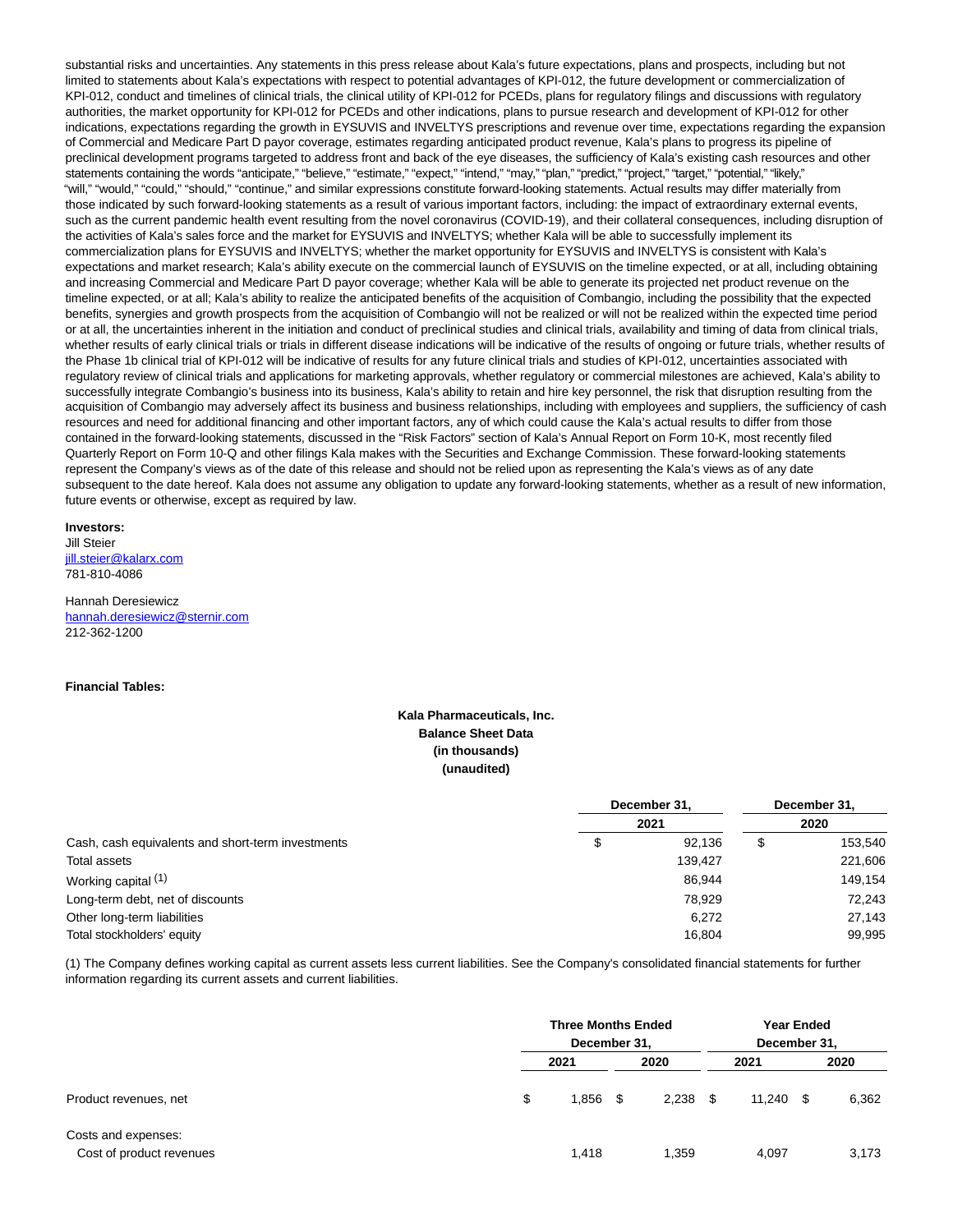substantial risks and uncertainties. Any statements in this press release about Kala's future expectations, plans and prospects, including but not limited to statements about Kala's expectations with respect to potential advantages of KPI-012, the future development or commercialization of KPI-012, conduct and timelines of clinical trials, the clinical utility of KPI-012 for PCEDs, plans for regulatory filings and discussions with regulatory authorities, the market opportunity for KPI-012 for PCEDs and other indications, plans to pursue research and development of KPI-012 for other indications, expectations regarding the growth in EYSUVIS and INVELTYS prescriptions and revenue over time, expectations regarding the expansion of Commercial and Medicare Part D payor coverage, estimates regarding anticipated product revenue, Kala's plans to progress its pipeline of preclinical development programs targeted to address front and back of the eye diseases, the sufficiency of Kala's existing cash resources and other statements containing the words "anticipate," "believe," "estimate," "expect," "intend," "may," "plan," "predict," "project," "target," "potential," "likely," "will," "would," "could," "should," "continue," and similar expressions constitute forward-looking statements. Actual results may differ materially from those indicated by such forward-looking statements as a result of various important factors, including: the impact of extraordinary external events, such as the current pandemic health event resulting from the novel coronavirus (COVID-19), and their collateral consequences, including disruption of the activities of Kala's sales force and the market for EYSUVIS and INVELTYS; whether Kala will be able to successfully implement its commercialization plans for EYSUVIS and INVELTYS; whether the market opportunity for EYSUVIS and INVELTYS is consistent with Kala's expectations and market research; Kala's ability execute on the commercial launch of EYSUVIS on the timeline expected, or at all, including obtaining and increasing Commercial and Medicare Part D payor coverage; whether Kala will be able to generate its projected net product revenue on the timeline expected, or at all; Kala's ability to realize the anticipated benefits of the acquisition of Combangio, including the possibility that the expected benefits, synergies and growth prospects from the acquisition of Combangio will not be realized or will not be realized within the expected time period or at all, the uncertainties inherent in the initiation and conduct of preclinical studies and clinical trials, availability and timing of data from clinical trials, whether results of early clinical trials or trials in different disease indications will be indicative of the results of ongoing or future trials, whether results of the Phase 1b clinical trial of KPI-012 will be indicative of results for any future clinical trials and studies of KPI-012, uncertainties associated with regulatory review of clinical trials and applications for marketing approvals, whether regulatory or commercial milestones are achieved, Kala's ability to successfully integrate Combangio's business into its business, Kala's ability to retain and hire key personnel, the risk that disruption resulting from the acquisition of Combangio may adversely affect its business and business relationships, including with employees and suppliers, the sufficiency of cash resources and need for additional financing and other important factors, any of which could cause the Kala's actual results to differ from those contained in the forward-looking statements, discussed in the "Risk Factors" section of Kala's Annual Report on Form 10-K, most recently filed Quarterly Report on Form 10-Q and other filings Kala makes with the Securities and Exchange Commission. These forward-looking statements represent the Company's views as of the date of this release and should not be relied upon as representing the Kala's views as of any date subsequent to the date hereof. Kala does not assume any obligation to update any forward-looking statements, whether as a result of new information, future events or otherwise, except as required by law.

**Investors:**
Jill Steier
jill.steier@kalarx.com
781-810-4086

Hannah Deresiewicz
hannah.deresiewicz@sternir.com
212-362-1200

**Financial Tables:**

**Kala Pharmaceuticals, Inc.**
**Balance Sheet Data**
**(in thousands)**
**(unaudited)**

| | December 31, 2021 | December 31, 2020 |
|---|---|---|
| Cash, cash equivalents and short-term investments | $ 92,136 | $ 153,540 |
| Total assets | 139,427 | 221,606 |
| Working capital (1) | 86,944 | 149,154 |
| Long-term debt, net of discounts | 78,929 | 72,243 |
| Other long-term liabilities | 6,272 | 27,143 |
| Total stockholders' equity | 16,804 | 99,995 |

(1) The Company defines working capital as current assets less current liabilities. See the Company's consolidated financial statements for further information regarding its current assets and current liabilities.

| | Three Months Ended December 31, | | Year Ended December 31, | |
|---|---|---|---|---|
| | 2021 | 2020 | 2021 | 2020 |
| Product revenues, net | $ 1,856 | $ 2,238 | $ 11,240 | $ 6,362 |
| Costs and expenses: | | | | |
| Cost of product revenues | 1,418 | 1,359 | 4,097 | 3,173 |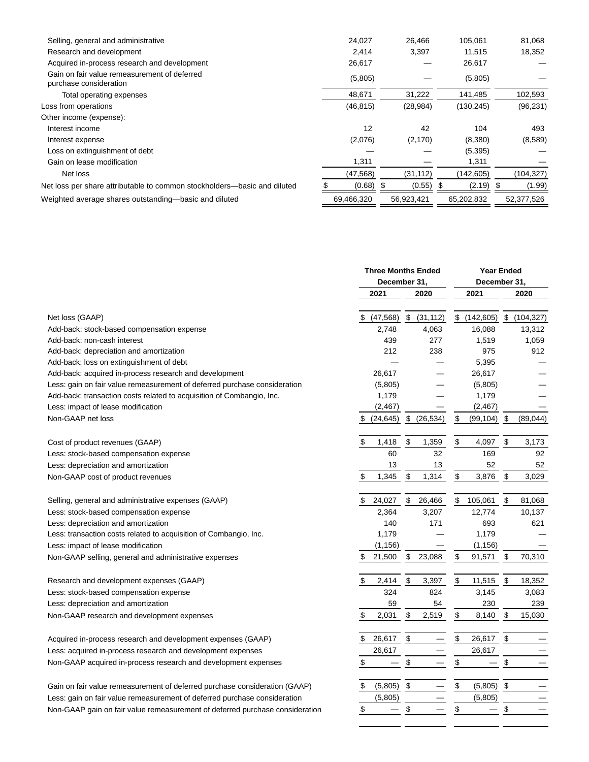| | | | | |
|---|---|---|---|---|
| Selling, general and administrative | 24,027 | 26,466 | 105,061 | 81,068 |
| Research and development | 2,414 | 3,397 | 11,515 | 18,352 |
| Acquired in-process research and development | 26,617 | — | 26,617 | — |
| Gain on fair value remeasurement of deferred purchase consideration | (5,805) | — | (5,805) | — |
| Total operating expenses | 48,671 | 31,222 | 141,485 | 102,593 |
| Loss from operations | (46,815) | (28,984) | (130,245) | (96,231) |
| Other income (expense): | | | | |
| Interest income | 12 | 42 | 104 | 493 |
| Interest expense | (2,076) | (2,170) | (8,380) | (8,589) |
| Loss on extinguishment of debt | — | — | (5,395) | — |
| Gain on lease modification | 1,311 | — | 1,311 | — |
| Net loss | (47,568) | (31,112) | (142,605) | (104,327) |
| Net loss per share attributable to common stockholders—basic and diluted | $ (0.68) | $ (0.55) | $ (2.19) | $ (1.99) |
| Weighted average shares outstanding—basic and diluted | 69,466,320 | 56,923,421 | 65,202,832 | 52,377,526 |

| | Three Months Ended December 31, | | Year Ended December 31, | |
|---|---|---|---|---|
| | 2021 | 2020 | 2021 | 2020 |
| Net loss (GAAP) | $ (47,568) | $ (31,112) | $ (142,605) | $ (104,327) |
| Add-back: stock-based compensation expense | 2,748 | 4,063 | 16,088 | 13,312 |
| Add-back: non-cash interest | 439 | 277 | 1,519 | 1,059 |
| Add-back: depreciation and amortization | 212 | 238 | 975 | 912 |
| Add-back: loss on extinguishment of debt | — | — | 5,395 | — |
| Add-back: acquired in-process research and development | 26,617 | — | 26,617 | — |
| Less: gain on fair value remeasurement of deferred purchase consideration | (5,805) | — | (5,805) | — |
| Add-back: transaction costs related to acquisition of Combangio, Inc. | 1,179 | — | 1,179 | — |
| Less: impact of lease modification | (2,467) | — | (2,467) | — |
| Non-GAAP net loss | $ (24,645) | $ (26,534) | $ (99,104) | $ (89,044) |
| | | | | |
| Cost of product revenues (GAAP) | $ 1,418 | $ 1,359 | $ 4,097 | $ 3,173 |
| Less: stock-based compensation expense | 60 | 32 | 169 | 92 |
| Less: depreciation and amortization | 13 | 13 | 52 | 52 |
| Non-GAAP cost of product revenues | $ 1,345 | $ 1,314 | $ 3,876 | $ 3,029 |
| | | | | |
| Selling, general and administrative expenses (GAAP) | $ 24,027 | $ 26,466 | $ 105,061 | $ 81,068 |
| Less: stock-based compensation expense | 2,364 | 3,207 | 12,774 | 10,137 |
| Less: depreciation and amortization | 140 | 171 | 693 | 621 |
| Less: transaction costs related to acquisition of Combangio, Inc. | 1,179 | — | 1,179 | — |
| Less: impact of lease modification | (1,156) | — | (1,156) | — |
| Non-GAAP selling, general and administrative expenses | $ 21,500 | $ 23,088 | $ 91,571 | $ 70,310 |
| | | | | |
| Research and development expenses (GAAP) | $ 2,414 | $ 3,397 | $ 11,515 | $ 18,352 |
| Less: stock-based compensation expense | 324 | 824 | 3,145 | 3,083 |
| Less: depreciation and amortization | 59 | 54 | 230 | 239 |
| Non-GAAP research and development expenses | $ 2,031 | $ 2,519 | $ 8,140 | $ 15,030 |
| | | | | |
| Acquired in-process research and development expenses (GAAP) | $ 26,617 | $ — | $ 26,617 | $ — |
| Less: acquired in-process research and development expenses | 26,617 | — | 26,617 | — |
| Non-GAAP acquired in-process research and development expenses | $ — | $ — | $ — | $ — |
| | | | | |
| Gain on fair value remeasurement of deferred purchase consideration (GAAP) | $ (5,805) | $ — | $ (5,805) | $ — |
| Less: gain on fair value remeasurement of deferred purchase consideration | (5,805) | — | (5,805) | — |
| Non-GAAP gain on fair value remeasurement of deferred purchase consideration | $ — | $ — | $ — | $ — |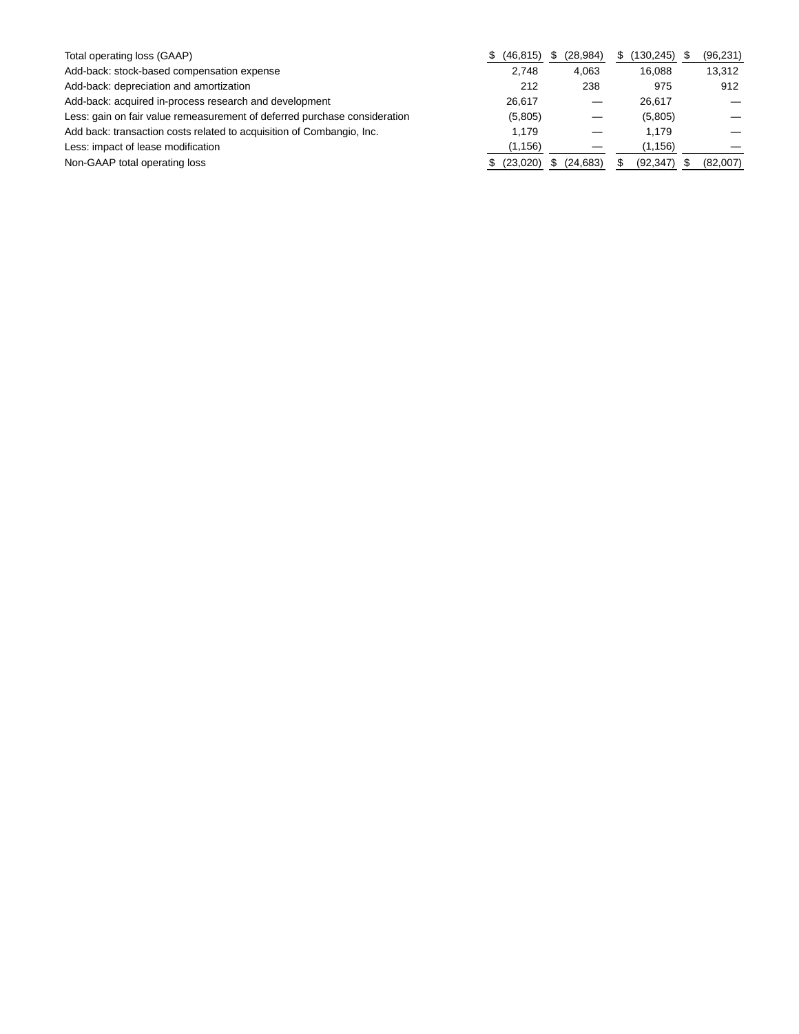| | | | | |
|---|---|---|---|---|
| Total operating loss (GAAP) | $ (46,815) | $ (28,984) | $ (130,245) | $ (96,231) |
| Add-back: stock-based compensation expense | 2,748 | 4,063 | 16,088 | 13,312 |
| Add-back: depreciation and amortization | 212 | 238 | 975 | 912 |
| Add-back: acquired in-process research and development | 26,617 | — | 26,617 | — |
| Less: gain on fair value remeasurement of deferred purchase consideration | (5,805) | — | (5,805) | — |
| Add back: transaction costs related to acquisition of Combangio, Inc. | 1,179 | — | 1,179 | — |
| Less: impact of lease modification | (1,156) | — | (1,156) | — |
| Non-GAAP total operating loss | $ (23,020) | $ (24,683) | $ (92,347) | $ (82,007) |